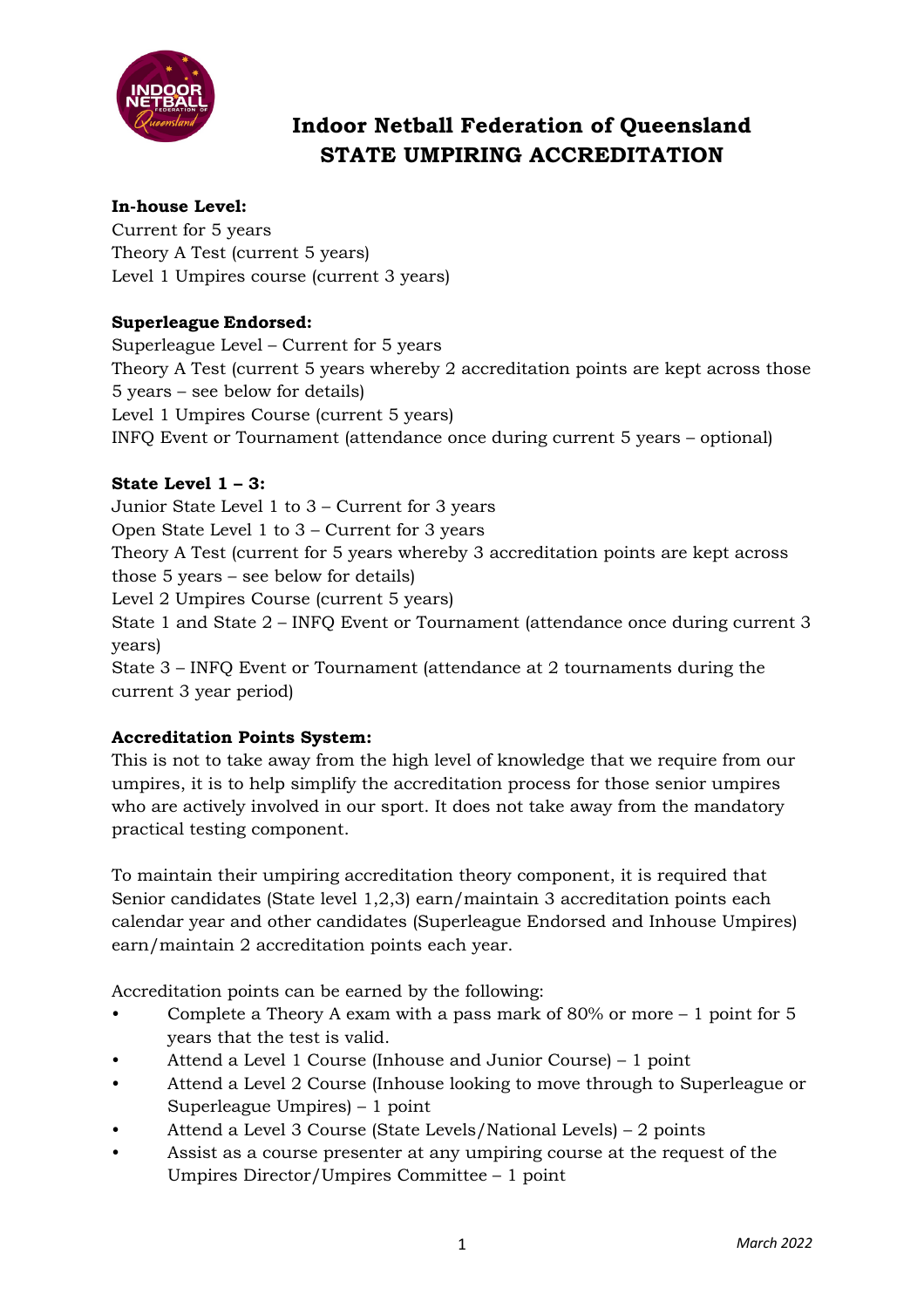# Indoor Netball Federation of Queensland
# STATE UMPIRING ACCREDITATION

**In-house Level:**
Current for 5 years
Theory A Test (current 5 years)
Level 1 Umpires course (current 3 years)

**Superleague Endorsed:**
Superleague Level – Current for 5 years
Theory A Test (current 5 years whereby 2 accreditation points are kept across those 5 years – see below for details)
Level 1 Umpires Course (current 5 years)
INFQ Event or Tournament (attendance once during current 5 years – optional)

**State Level 1 – 3:**
Junior State Level 1 to 3 – Current for 3 years
Open State Level 1 to 3 – Current for 3 years
Theory A Test (current for 5 years whereby 3 accreditation points are kept across those 5 years – see below for details)
Level 2 Umpires Course (current 5 years)
State 1 and State 2 – INFQ Event or Tournament (attendance once during current 3 years)
State 3 – INFQ Event or Tournament (attendance at 2 tournaments during the current 3 year period)

**Accreditation Points System:**
This is not to take away from the high level of knowledge that we require from our umpires, it is to help simplify the accreditation process for those senior umpires who are actively involved in our sport. It does not take away from the mandatory practical testing component.

To maintain their umpiring accreditation theory component, it is required that Senior candidates (State level 1,2,3) earn/maintain 3 accreditation points each calendar year and other candidates (Superleague Endorsed and Inhouse Umpires) earn/maintain 2 accreditation points each year.

Accreditation points can be earned by the following:

- Complete a Theory A exam with a pass mark of 80% or more – 1 point for 5 years that the test is valid.
- Attend a Level 1 Course (Inhouse and Junior Course) – 1 point
- Attend a Level 2 Course (Inhouse looking to move through to Superleague or Superleague Umpires) – 1 point
- Attend a Level 3 Course (State Levels/National Levels) – 2 points
- Assist as a course presenter at any umpiring course at the request of the Umpires Director/Umpires Committee – 1 point

*March 2022*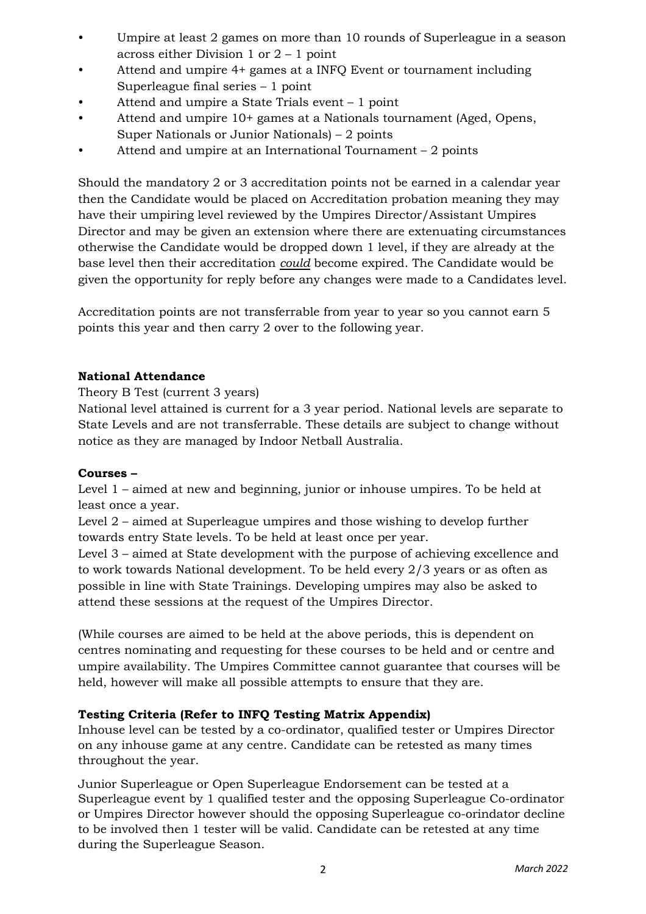- Umpire at least 2 games on more than 10 rounds of Superleague in a season across either Division 1 or 2 – 1 point
- Attend and umpire 4+ games at a INFQ Event or tournament including Superleague final series – 1 point
- Attend and umpire a State Trials event – 1 point
- Attend and umpire 10+ games at a Nationals tournament (Aged, Opens, Super Nationals or Junior Nationals) – 2 points
- Attend and umpire at an International Tournament – 2 points

Should the mandatory 2 or 3 accreditation points not be earned in a calendar year then the Candidate would be placed on Accreditation probation meaning they may have their umpiring level reviewed by the Umpires Director/Assistant Umpires Director and may be given an extension where there are extenuating circumstances otherwise the Candidate would be dropped down 1 level, if they are already at the base level then their accreditation ***could*** become expired. The Candidate would be given the opportunity for reply before any changes were made to a Candidates level.

Accreditation points are not transferrable from year to year so you cannot earn 5 points this year and then carry 2 over to the following year.

**National Attendance**

Theory B Test (current 3 years)

National level attained is current for a 3 year period. National levels are separate to State Levels and are not transferrable. These details are subject to change without notice as they are managed by Indoor Netball Australia.

**Courses –**

Level 1 – aimed at new and beginning, junior or inhouse umpires. To be held at least once a year.

Level 2 – aimed at Superleague umpires and those wishing to develop further towards entry State levels. To be held at least once per year.

Level 3 – aimed at State development with the purpose of achieving excellence and to work towards National development. To be held every 2/3 years or as often as possible in line with State Trainings. Developing umpires may also be asked to attend these sessions at the request of the Umpires Director.

(While courses are aimed to be held at the above periods, this is dependent on centres nominating and requesting for these courses to be held and or centre and umpire availability. The Umpires Committee cannot guarantee that courses will be held, however will make all possible attempts to ensure that they are.

**Testing Criteria (Refer to INFQ Testing Matrix Appendix)**

Inhouse level can be tested by a co-ordinator, qualified tester or Umpires Director on any inhouse game at any centre. Candidate can be retested as many times throughout the year.

Junior Superleague or Open Superleague Endorsement can be tested at a Superleague event by 1 qualified tester and the opposing Superleague Co-ordinator or Umpires Director however should the opposing Superleague co-orindator decline to be involved then 1 tester will be valid. Candidate can be retested at any time during the Superleague Season.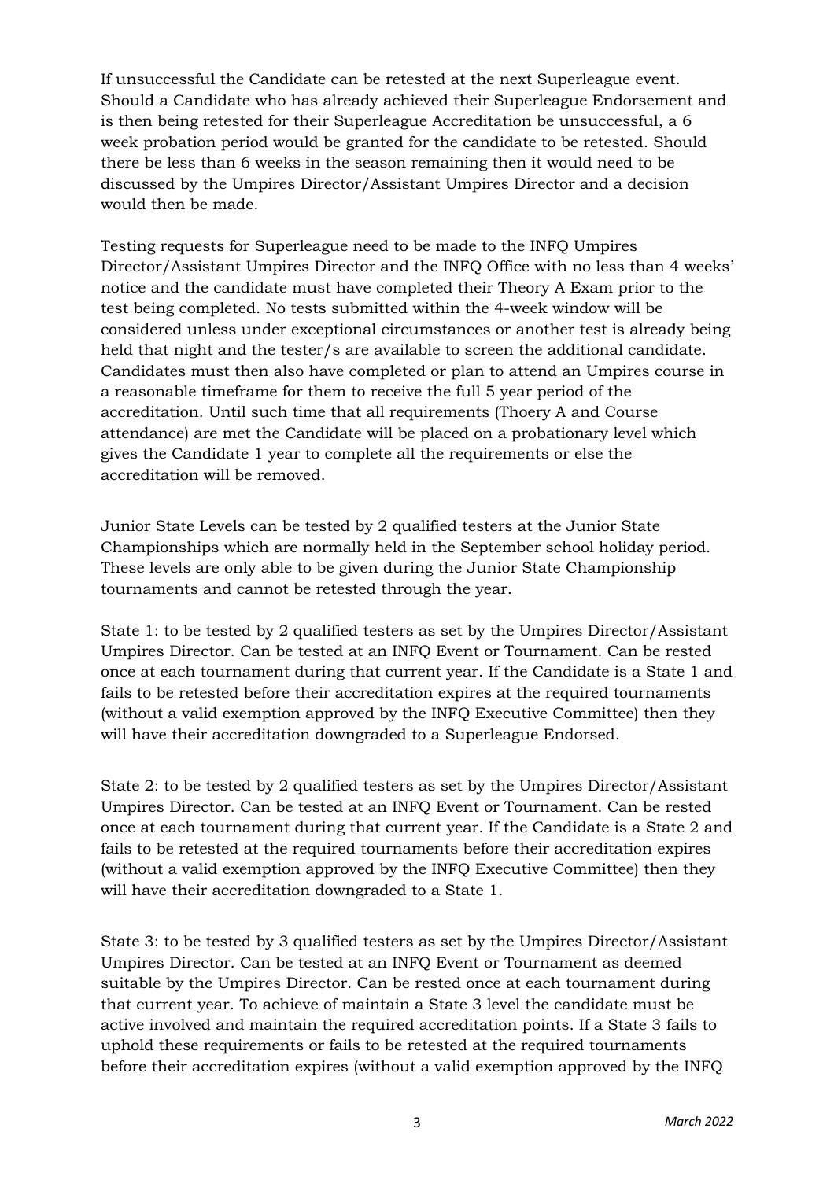If unsuccessful the Candidate can be retested at the next Superleague event. Should a Candidate who has already achieved their Superleague Endorsement and is then being retested for their Superleague Accreditation be unsuccessful, a 6 week probation period would be granted for the candidate to be retested. Should there be less than 6 weeks in the season remaining then it would need to be discussed by the Umpires Director/Assistant Umpires Director and a decision would then be made.

Testing requests for Superleague need to be made to the INFQ Umpires Director/Assistant Umpires Director and the INFQ Office with no less than 4 weeks' notice and the candidate must have completed their Theory A Exam prior to the test being completed. No tests submitted within the 4-week window will be considered unless under exceptional circumstances or another test is already being held that night and the tester/s are available to screen the additional candidate. Candidates must then also have completed or plan to attend an Umpires course in a reasonable timeframe for them to receive the full 5 year period of the accreditation. Until such time that all requirements (Thoery A and Course attendance) are met the Candidate will be placed on a probationary level which gives the Candidate 1 year to complete all the requirements or else the accreditation will be removed.

Junior State Levels can be tested by 2 qualified testers at the Junior State Championships which are normally held in the September school holiday period. These levels are only able to be given during the Junior State Championship tournaments and cannot be retested through the year.

State 1: to be tested by 2 qualified testers as set by the Umpires Director/Assistant Umpires Director. Can be tested at an INFQ Event or Tournament. Can be rested once at each tournament during that current year. If the Candidate is a State 1 and fails to be retested before their accreditation expires at the required tournaments (without a valid exemption approved by the INFQ Executive Committee) then they will have their accreditation downgraded to a Superleague Endorsed.

State 2: to be tested by 2 qualified testers as set by the Umpires Director/Assistant Umpires Director. Can be tested at an INFQ Event or Tournament. Can be rested once at each tournament during that current year. If the Candidate is a State 2 and fails to be retested at the required tournaments before their accreditation expires (without a valid exemption approved by the INFQ Executive Committee) then they will have their accreditation downgraded to a State 1.

State 3: to be tested by 3 qualified testers as set by the Umpires Director/Assistant Umpires Director. Can be tested at an INFQ Event or Tournament as deemed suitable by the Umpires Director. Can be rested once at each tournament during that current year. To achieve of maintain a State 3 level the candidate must be active involved and maintain the required accreditation points. If a State 3 fails to uphold these requirements or fails to be retested at the required tournaments before their accreditation expires (without a valid exemption approved by the INFQ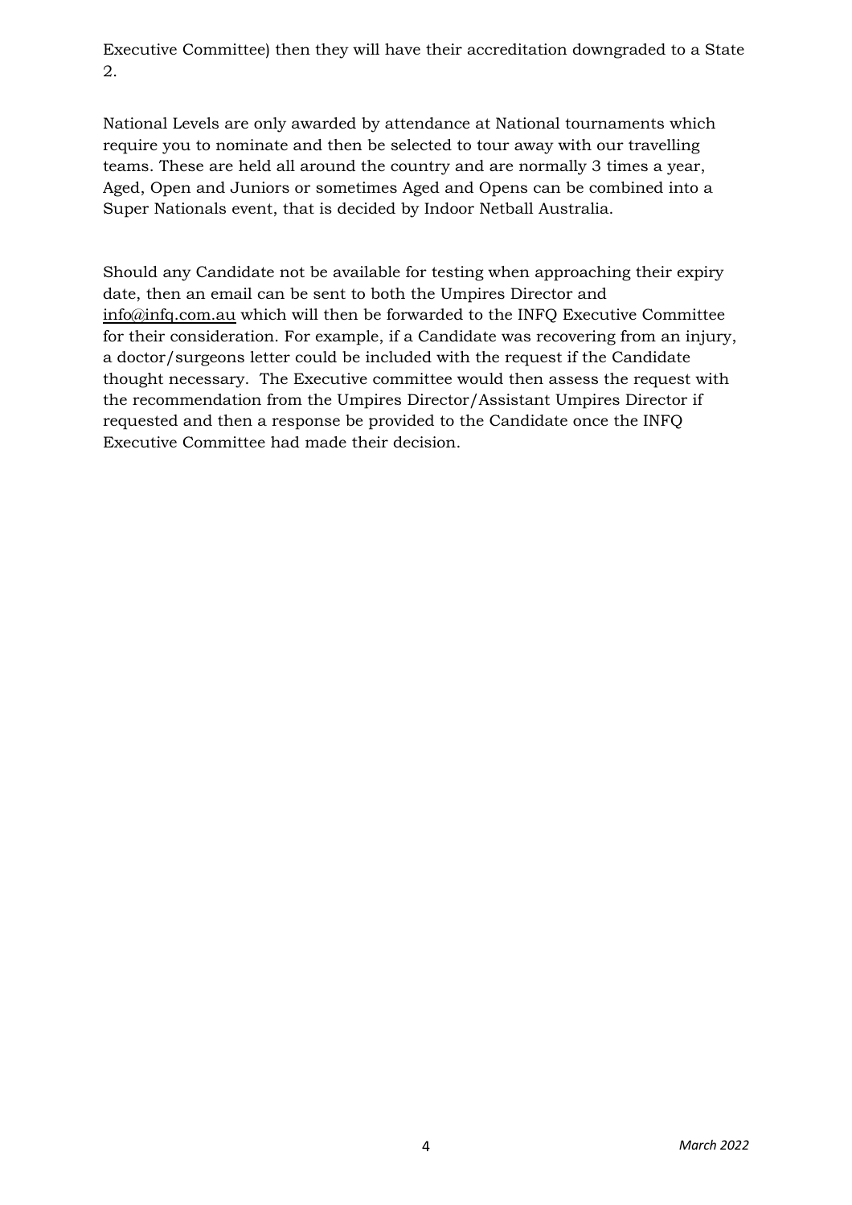Executive Committee) then they will have their accreditation downgraded to a State 2.

National Levels are only awarded by attendance at National tournaments which require you to nominate and then be selected to tour away with our travelling teams. These are held all around the country and are normally 3 times a year, Aged, Open and Juniors or sometimes Aged and Opens can be combined into a Super Nationals event, that is decided by Indoor Netball Australia.

Should any Candidate not be available for testing when approaching their expiry date, then an email can be sent to both the Umpires Director and info@infq.com.au which will then be forwarded to the INFQ Executive Committee for their consideration. For example, if a Candidate was recovering from an injury, a doctor/surgeons letter could be included with the request if the Candidate thought necessary. The Executive committee would then assess the request with the recommendation from the Umpires Director/Assistant Umpires Director if requested and then a response be provided to the Candidate once the INFQ Executive Committee had made their decision.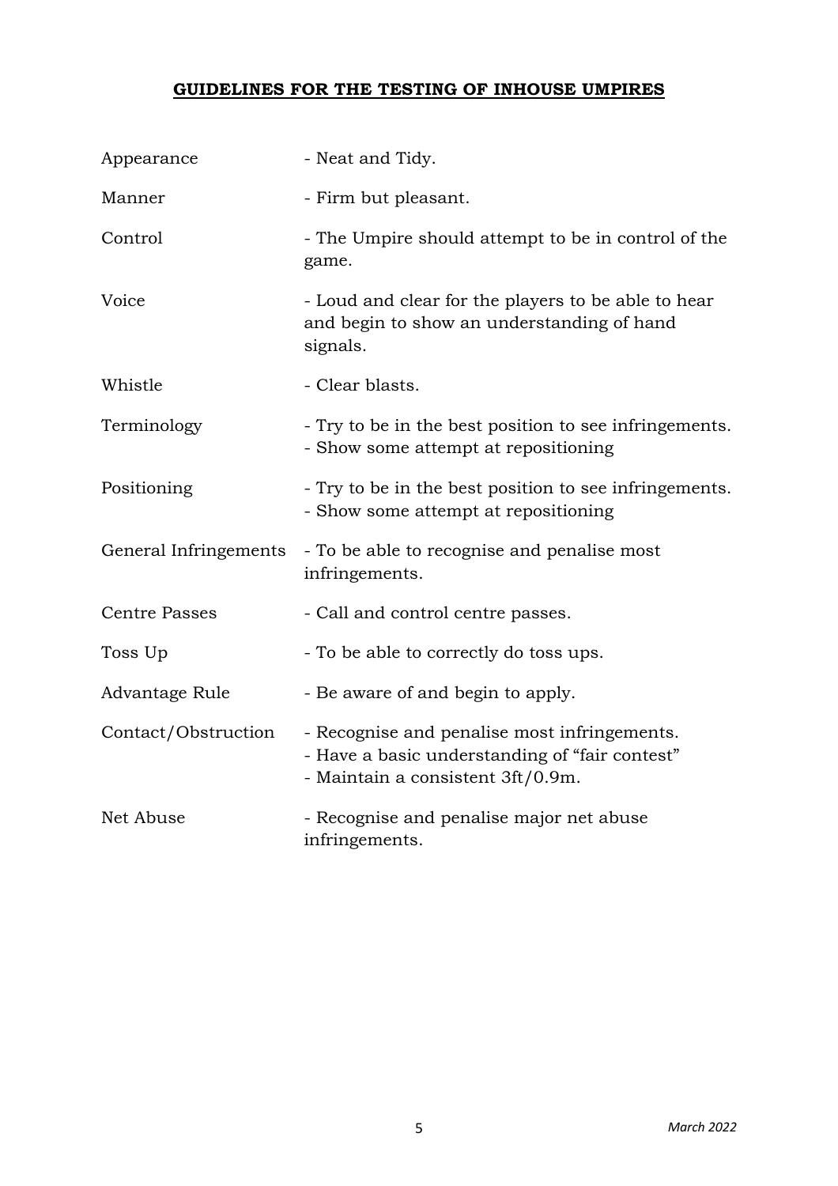# **GUIDELINES FOR THE TESTING OF INHOUSE UMPIRES**

| | |
|---|---|
| Appearance | - Neat and Tidy. |
| Manner | - Firm but pleasant. |
| Control | - The Umpire should attempt to be in control of the game. |
| Voice | - Loud and clear for the players to be able to hear and begin to show an understanding of hand signals. |
| Whistle | - Clear blasts. |
| Terminology | - Try to be in the best position to see infringements.<br>- Show some attempt at repositioning |
| Positioning | - Try to be in the best position to see infringements.<br>- Show some attempt at repositioning |
| General Infringements | - To be able to recognise and penalise most infringements. |
| Centre Passes | - Call and control centre passes. |
| Toss Up | - To be able to correctly do toss ups. |
| Advantage Rule | - Be aware of and begin to apply. |
| Contact/Obstruction | - Recognise and penalise most infringements.<br>- Have a basic understanding of "fair contest"<br>- Maintain a consistent 3ft/0.9m. |
| Net Abuse | - Recognise and penalise major net abuse infringements. |

*March 2022*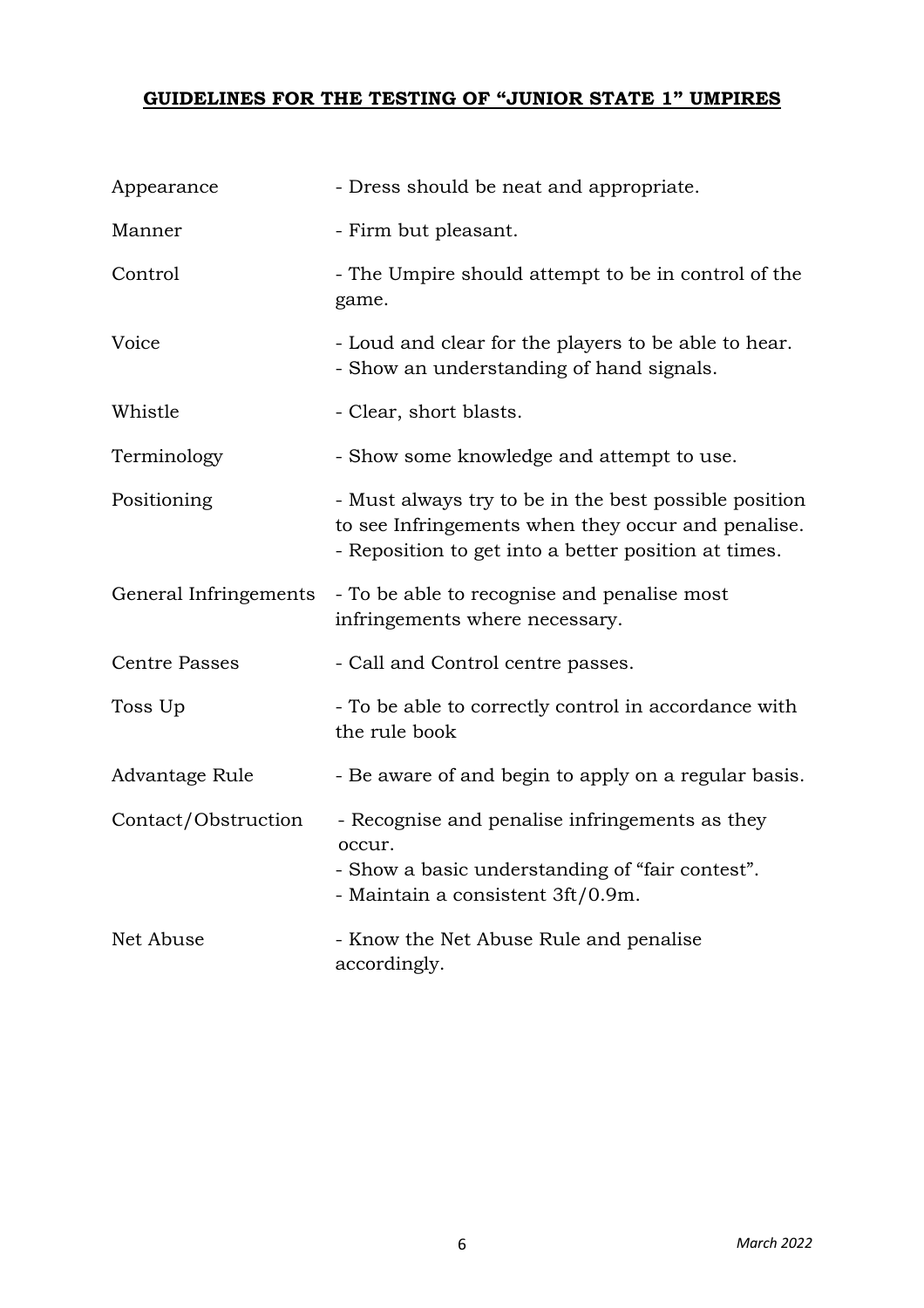## GUIDELINES FOR THE TESTING OF "JUNIOR STATE 1" UMPIRES

| | |
|---|---|
| Appearance | - Dress should be neat and appropriate. |
| Manner | - Firm but pleasant. |
| Control | - The Umpire should attempt to be in control of the game. |
| Voice | - Loud and clear for the players to be able to hear.<br>- Show an understanding of hand signals. |
| Whistle | - Clear, short blasts. |
| Terminology | - Show some knowledge and attempt to use. |
| Positioning | - Must always try to be in the best possible position to see Infringements when they occur and penalise.<br>- Reposition to get into a better position at times. |
| General Infringements | - To be able to recognise and penalise most infringements where necessary. |
| Centre Passes | - Call and Control centre passes. |
| Toss Up | - To be able to correctly control in accordance with the rule book |
| Advantage Rule | - Be aware of and begin to apply on a regular basis. |
| Contact/Obstruction | - Recognise and penalise infringements as they occur.<br>- Show a basic understanding of "fair contest".<br>- Maintain a consistent 3ft/0.9m. |
| Net Abuse | - Know the Net Abuse Rule and penalise accordingly. |

*March 2022*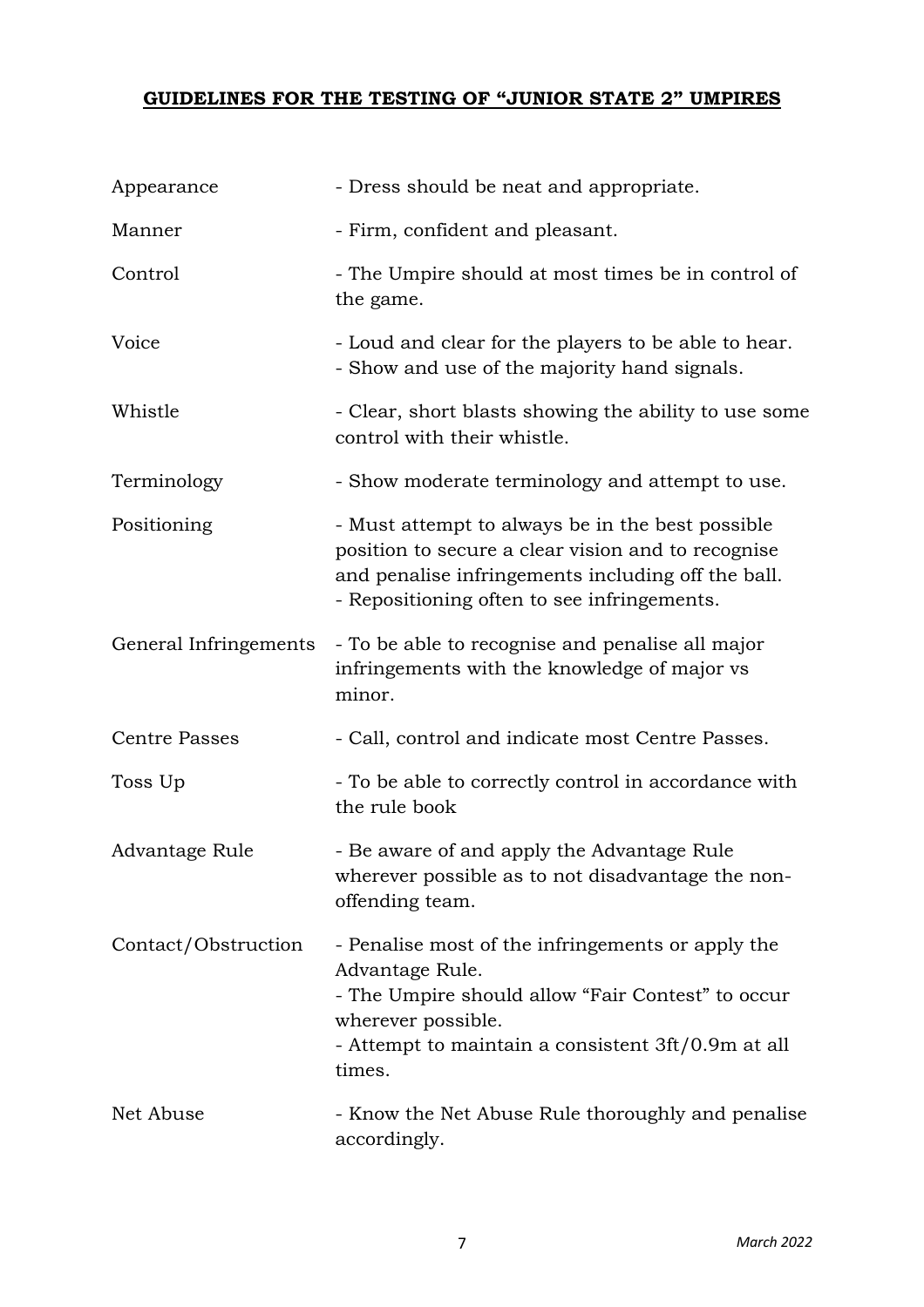## GUIDELINES FOR THE TESTING OF "JUNIOR STATE 2" UMPIRES

| | |
|---|---|
| Appearance | - Dress should be neat and appropriate. |
| Manner | - Firm, confident and pleasant. |
| Control | - The Umpire should at most times be in control of the game. |
| Voice | - Loud and clear for the players to be able to hear.<br>- Show and use of the majority hand signals. |
| Whistle | - Clear, short blasts showing the ability to use some control with their whistle. |
| Terminology | - Show moderate terminology and attempt to use. |
| Positioning | - Must attempt to always be in the best possible position to secure a clear vision and to recognise and penalise infringements including off the ball.<br>- Repositioning often to see infringements. |
| General Infringements | - To be able to recognise and penalise all major infringements with the knowledge of major vs minor. |
| Centre Passes | - Call, control and indicate most Centre Passes. |
| Toss Up | - To be able to correctly control in accordance with the rule book |
| Advantage Rule | - Be aware of and apply the Advantage Rule wherever possible as to not disadvantage the non-offending team. |
| Contact/Obstruction | - Penalise most of the infringements or apply the Advantage Rule.<br>- The Umpire should allow "Fair Contest" to occur wherever possible.<br>- Attempt to maintain a consistent 3ft/0.9m at all times. |
| Net Abuse | - Know the Net Abuse Rule thoroughly and penalise accordingly. |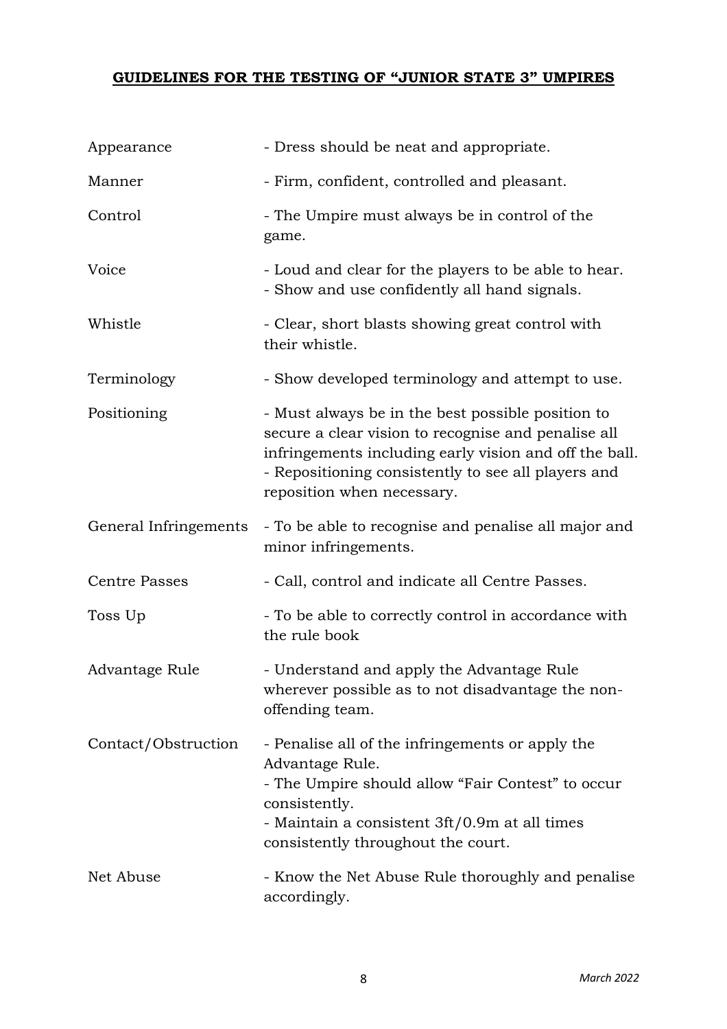## GUIDELINES FOR THE TESTING OF "JUNIOR STATE 3" UMPIRES

| | |
|---|---|
| Appearance | - Dress should be neat and appropriate. |
| Manner | - Firm, confident, controlled and pleasant. |
| Control | - The Umpire must always be in control of the game. |
| Voice | - Loud and clear for the players to be able to hear.<br>- Show and use confidently all hand signals. |
| Whistle | - Clear, short blasts showing great control with their whistle. |
| Terminology | - Show developed terminology and attempt to use. |
| Positioning | - Must always be in the best possible position to secure a clear vision to recognise and penalise all infringements including early vision and off the ball.<br>- Repositioning consistently to see all players and reposition when necessary. |
| General Infringements | - To be able to recognise and penalise all major and minor infringements. |
| Centre Passes | - Call, control and indicate all Centre Passes. |
| Toss Up | - To be able to correctly control in accordance with the rule book |
| Advantage Rule | - Understand and apply the Advantage Rule wherever possible as to not disadvantage the non-offending team. |
| Contact/Obstruction | - Penalise all of the infringements or apply the Advantage Rule.<br>- The Umpire should allow "Fair Contest" to occur consistently.<br>- Maintain a consistent 3ft/0.9m at all times consistently throughout the court. |
| Net Abuse | - Know the Net Abuse Rule thoroughly and penalise accordingly. |